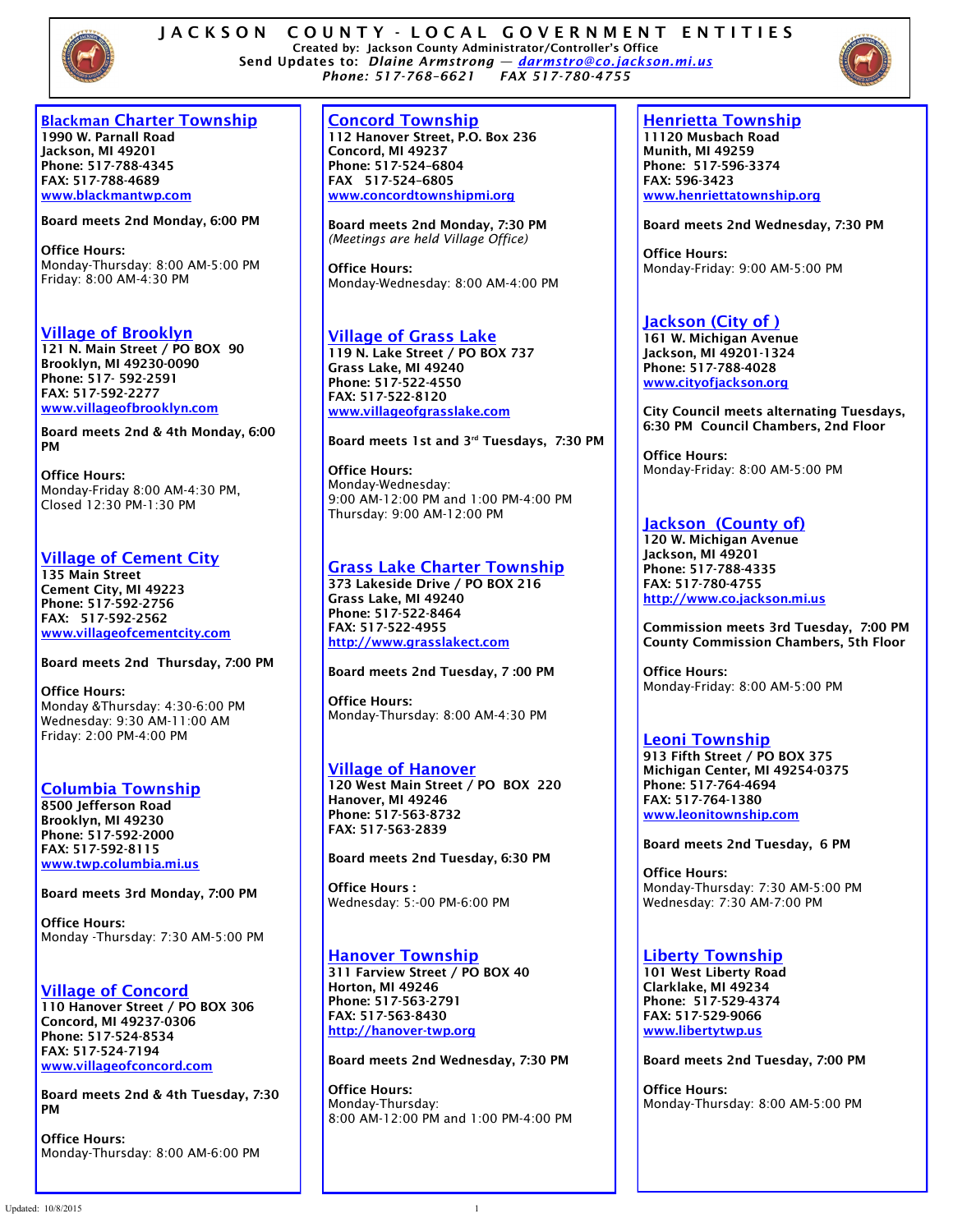# JACKSON COUNTY - LOCAL GOVERNMENT ENTITIES

Created by: Jackson County Administrator/Controller's Office
Send Updates to: *Dlaine Armstrong — darmstro@co.jackson.mi.us*
*Phone: 517-768-6621 FAX 517-780-4755*

## Blackman Charter Township

**1990 W. Parnall Road**
**Jackson, MI 49201**
**Phone: 517-788-4345**
**FAX: 517-788-4689**
**www.blackmantwp.com**

**Board meets 2nd Monday, 6:00 PM**

**Office Hours:**
Monday-Thursday: 8:00 AM-5:00 PM
Friday: 8:00 AM-4:30 PM

## Village of Brooklyn

**121 N. Main Street / PO BOX 90**
**Brooklyn, MI 49230-0090**
**Phone: 517- 592-2591**
**FAX: 517-592-2277**
**www.villageofbrooklyn.com**

**Board meets 2nd & 4th Monday, 6:00 PM**

**Office Hours:**
Monday-Friday 8:00 AM-4:30 PM,
Closed 12:30 PM-1:30 PM

## Village of Cement City

**135 Main Street**
**Cement City, MI 49223**
**Phone: 517-592-2756**
**FAX: 517-592-2562**
**www.villageofcementcity.com**

**Board meets 2nd Thursday, 7:00 PM**

**Office Hours:**
Monday &Thursday: 4:30-6:00 PM
Wednesday: 9:30 AM-11:00 AM
Friday: 2:00 PM-4:00 PM

## Columbia Township

**8500 Jefferson Road**
**Brooklyn, MI 49230**
**Phone: 517-592-2000**
**FAX: 517-592-8115**
**www.twp.columbia.mi.us**

**Board meets 3rd Monday, 7:00 PM**

**Office Hours:**
Monday -Thursday: 7:30 AM-5:00 PM

## Village of Concord

**110 Hanover Street / PO BOX 306**
**Concord, MI 49237-0306**
**Phone: 517-524-8534**
**FAX: 517-524-7194**
**www.villageofconcord.com**

**Board meets 2nd & 4th Tuesday, 7:30 PM**

**Office Hours:**
Monday-Thursday: 8:00 AM-6:00 PM

## Concord Township

**112 Hanover Street, P.O. Box 236**
**Concord, MI 49237**
**Phone: 517-524-6804**
**FAX 517-524-6805**
**www.concordtownshipmi.org**

**Board meets 2nd Monday, 7:30 PM**
*(Meetings are held Village Office)*

**Office Hours:**
Monday-Wednesday: 8:00 AM-4:00 PM

## Village of Grass Lake

**119 N. Lake Street / PO BOX 737**
**Grass Lake, MI 49240**
**Phone: 517-522-4550**
**FAX: 517-522-8120**
**www.villageofgrasslake.com**

**Board meets 1st and 3rd Tuesdays, 7:30 PM**

**Office Hours:**
Monday-Wednesday:
9:00 AM-12:00 PM and 1:00 PM-4:00 PM
Thursday: 9:00 AM-12:00 PM

## Grass Lake Charter Township

**373 Lakeside Drive / PO BOX 216**
**Grass Lake, MI 49240**
**Phone: 517-522-8464**
**FAX: 517-522-4955**
**http://www.grasslakect.com**

**Board meets 2nd Tuesday, 7 :00 PM**

**Office Hours:**
Monday-Thursday: 8:00 AM-4:30 PM

## Village of Hanover

**120 West Main Street / PO BOX 220**
**Hanover, MI 49246**
**Phone: 517-563-8732**
**FAX: 517-563-2839**

**Board meets 2nd Tuesday, 6:30 PM**

**Office Hours :**
Wednesday: 5:-00 PM-6:00 PM

## Hanover Township

**311 Farview Street / PO BOX 40**
**Horton, MI 49246**
**Phone: 517-563-2791**
**FAX: 517-563-8430**
**http://hanover-twp.org**

**Board meets 2nd Wednesday, 7:30 PM**

**Office Hours:**
Monday-Thursday:
8:00 AM-12:00 PM and 1:00 PM-4:00 PM

## Henrietta Township

**11120 Musbach Road**
**Munith, MI 49259**
**Phone: 517-596-3374**
**FAX: 596-3423**
**www.henriettatownship.org**

**Board meets 2nd Wednesday, 7:30 PM**

**Office Hours:**
Monday-Friday: 9:00 AM-5:00 PM

## Jackson (City of )

**161 W. Michigan Avenue**
**Jackson, MI 49201-1324**
**Phone: 517-788-4028**
**www.cityofjackson.org**

**City Council meets alternating Tuesdays, 6:30 PM Council Chambers, 2nd Floor**

**Office Hours:**
Monday-Friday: 8:00 AM-5:00 PM

## Jackson (County of)

**120 W. Michigan Avenue**
**Jackson, MI 49201**
**Phone: 517-788-4335**
**FAX: 517-780-4755**
**http://www.co.jackson.mi.us**

**Commission meets 3rd Tuesday, 7:00 PM County Commission Chambers, 5th Floor**

**Office Hours:**
Monday-Friday: 8:00 AM-5:00 PM

## Leoni Township

**913 Fifth Street / PO BOX 375**
**Michigan Center, MI 49254-0375**
**Phone: 517-764-4694**
**FAX: 517-764-1380**
**www.leonitownship.com**

**Board meets 2nd Tuesday, 6 PM**

**Office Hours:**
Monday-Thursday: 7:30 AM-5:00 PM
Wednesday: 7:30 AM-7:00 PM

## Liberty Township

**101 West Liberty Road**
**Clarklake, MI 49234**
**Phone: 517-529-4374**
**FAX: 517-529-9066**
**www.libertytwp.us**

**Board meets 2nd Tuesday, 7:00 PM**

**Office Hours:**
Monday-Thursday: 8:00 AM-5:00 PM

Updated: 10/8/2015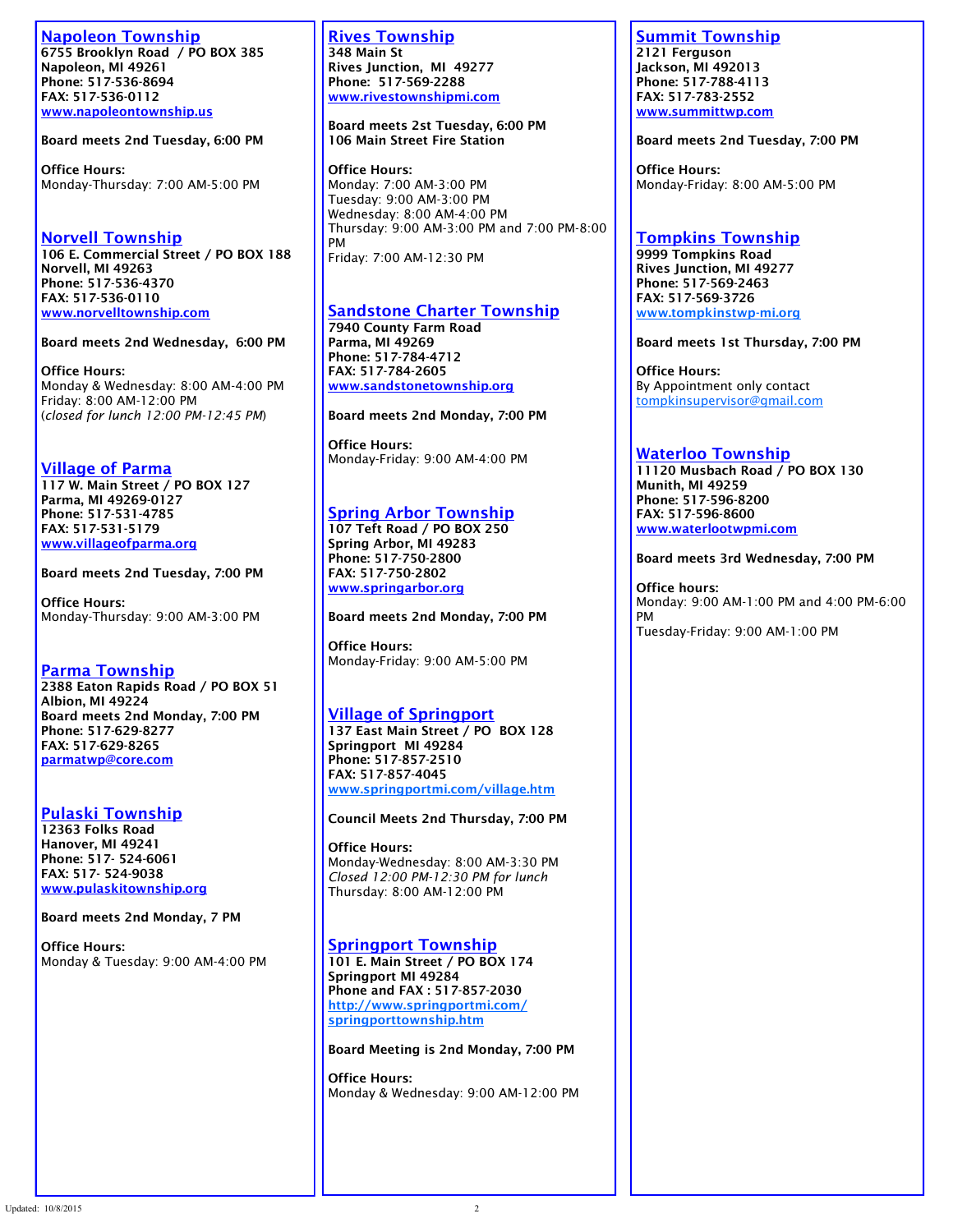## Napoleon Township

**6755 Brooklyn Road / PO BOX 385**
**Napoleon, MI 49261**
**Phone: 517-536-8694**
**FAX: 517-536-0112**
**www.napoleontownship.us**

**Board meets 2nd Tuesday, 6:00 PM**

**Office Hours:**
Monday-Thursday: 7:00 AM-5:00 PM

## Norvell Township

**106 E. Commercial Street / PO BOX 188**
**Norvell, MI 49263**
**Phone: 517-536-4370**
**FAX: 517-536-0110**
**www.norvelltownship.com**

**Board meets 2nd Wednesday, 6:00 PM**

**Office Hours:**
Monday & Wednesday: 8:00 AM-4:00 PM
Friday: 8:00 AM-12:00 PM
(*closed for lunch 12:00 PM-12:45 PM*)

## Village of Parma

**117 W. Main Street / PO BOX 127**
**Parma, MI 49269-0127**
**Phone: 517-531-4785**
**FAX: 517-531-5179**
**www.villageofparma.org**

**Board meets 2nd Tuesday, 7:00 PM**

**Office Hours:**
Monday-Thursday: 9:00 AM-3:00 PM

## Parma Township

**2388 Eaton Rapids Road / PO BOX 51**
**Albion, MI 49224**
**Board meets 2nd Monday, 7:00 PM**
**Phone: 517-629-8277**
**FAX: 517-629-8265**
**parmatwp@core.com**

## Pulaski Township

**12363 Folks Road**
**Hanover, MI 49241**
**Phone: 517- 524-6061**
**FAX: 517- 524-9038**
**www.pulaskitownship.org**

**Board meets 2nd Monday, 7 PM**

**Office Hours:**
Monday & Tuesday: 9:00 AM-4:00 PM

## Rives Township

**348 Main St**
**Rives Junction, MI 49277**
**Phone: 517-569-2288**
**www.rivestownshipmi.com**

**Board meets 2st Tuesday, 6:00 PM**
**106 Main Street Fire Station**

**Office Hours:**
Monday: 7:00 AM-3:00 PM
Tuesday: 9:00 AM-3:00 PM
Wednesday: 8:00 AM-4:00 PM
Thursday: 9:00 AM-3:00 PM and 7:00 PM-8:00 PM
Friday: 7:00 AM-12:30 PM

## Sandstone Charter Township

**7940 County Farm Road**
**Parma, MI 49269**
**Phone: 517-784-4712**
**FAX: 517-784-2605**
**www.sandstonetownship.org**

**Board meets 2nd Monday, 7:00 PM**

**Office Hours:**
Monday-Friday: 9:00 AM-4:00 PM

## Spring Arbor Township

**107 Teft Road / PO BOX 250**
**Spring Arbor, MI 49283**
**Phone: 517-750-2800**
**FAX: 517-750-2802**
**www.springarbor.org**

**Board meets 2nd Monday, 7:00 PM**

**Office Hours:**
Monday-Friday: 9:00 AM-5:00 PM

## Village of Springport

**137 East Main Street / PO BOX 128**
**Springport MI 49284**
**Phone: 517-857-2510**
**FAX: 517-857-4045**
**www.springportmi.com/village.htm**

**Council Meets 2nd Thursday, 7:00 PM**

**Office Hours:**
Monday-Wednesday: 8:00 AM-3:30 PM
*Closed 12:00 PM-12:30 PM for lunch*
Thursday: 8:00 AM-12:00 PM

## Springport Township

**101 E. Main Street / PO BOX 174**
**Springport MI 49284**
**Phone and FAX : 517-857-2030**
**http://www.springportmi.com/springporttownship.htm**

**Board Meeting is 2nd Monday, 7:00 PM**

**Office Hours:**
Monday & Wednesday: 9:00 AM-12:00 PM

## Summit Township

**2121 Ferguson**
**Jackson, MI 492013**
**Phone: 517-788-4113**
**FAX: 517-783-2552**
**www.summittwp.com**

**Board meets 2nd Tuesday, 7:00 PM**

**Office Hours:**
Monday-Friday: 8:00 AM-5:00 PM

## Tompkins Township

**9999 Tompkins Road**
**Rives Junction, MI 49277**
**Phone: 517-569-2463**
**FAX: 517-569-3726**
www.tompkinstwp-mi.org

**Board meets 1st Thursday, 7:00 PM**

**Office Hours:**
By Appointment only contact
tompkinsupervisor@gmail.com

## Waterloo Township

**11120 Musbach Road / PO BOX 130**
**Munith, MI 49259**
**Phone: 517-596-8200**
**FAX: 517-596-8600**
**www.waterlootwpmi.com**

**Board meets 3rd Wednesday, 7:00 PM**

**Office hours:**
Monday: 9:00 AM-1:00 PM and 4:00 PM-6:00 PM
Tuesday-Friday: 9:00 AM-1:00 PM

Updated: 10/8/2015